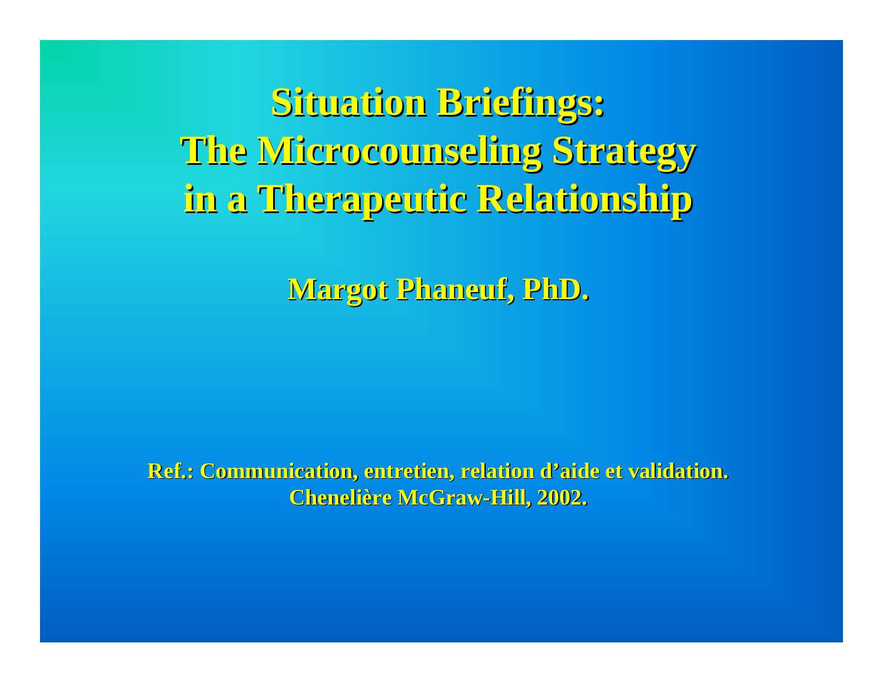# Situation Briefings: The Microcounseling Strategy in a Therapeutic Relationship

**Margot Phaneuf, PhD.**

**Ref.: Communication, entretien, relation d'aide et validation. Chenelière McGraw-Hill, 2002.**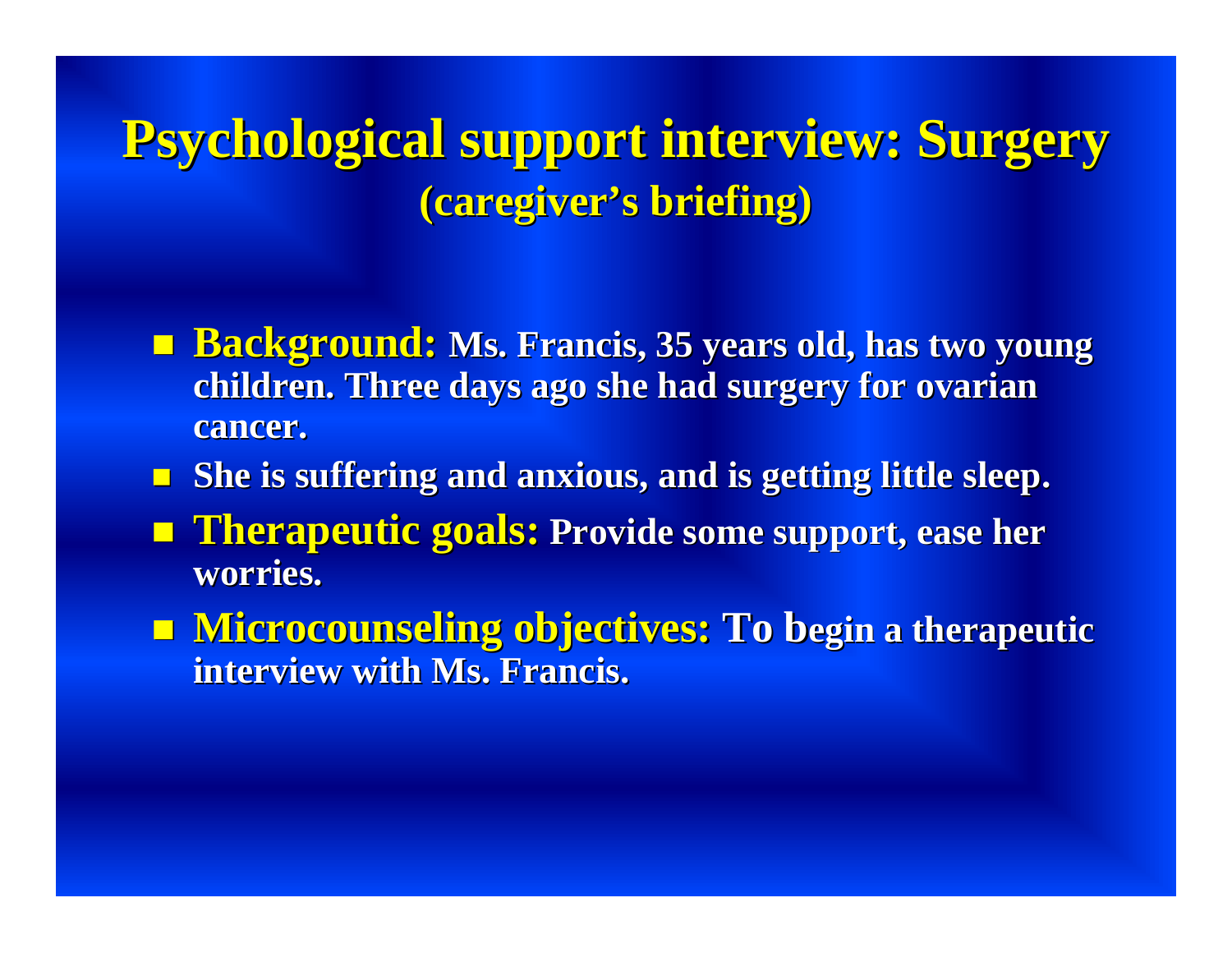# Psychological support interview: Surgery
## (caregiver's briefing)

- **Background:** Ms. Francis, 35 years old, has two young children. Three days ago she had surgery for ovarian cancer.
- She is suffering and anxious, and is getting little sleep.
- **Therapeutic goals:** Provide some support, ease her worries.
- **Microcounseling objectives:** To begin a therapeutic interview with Ms. Francis.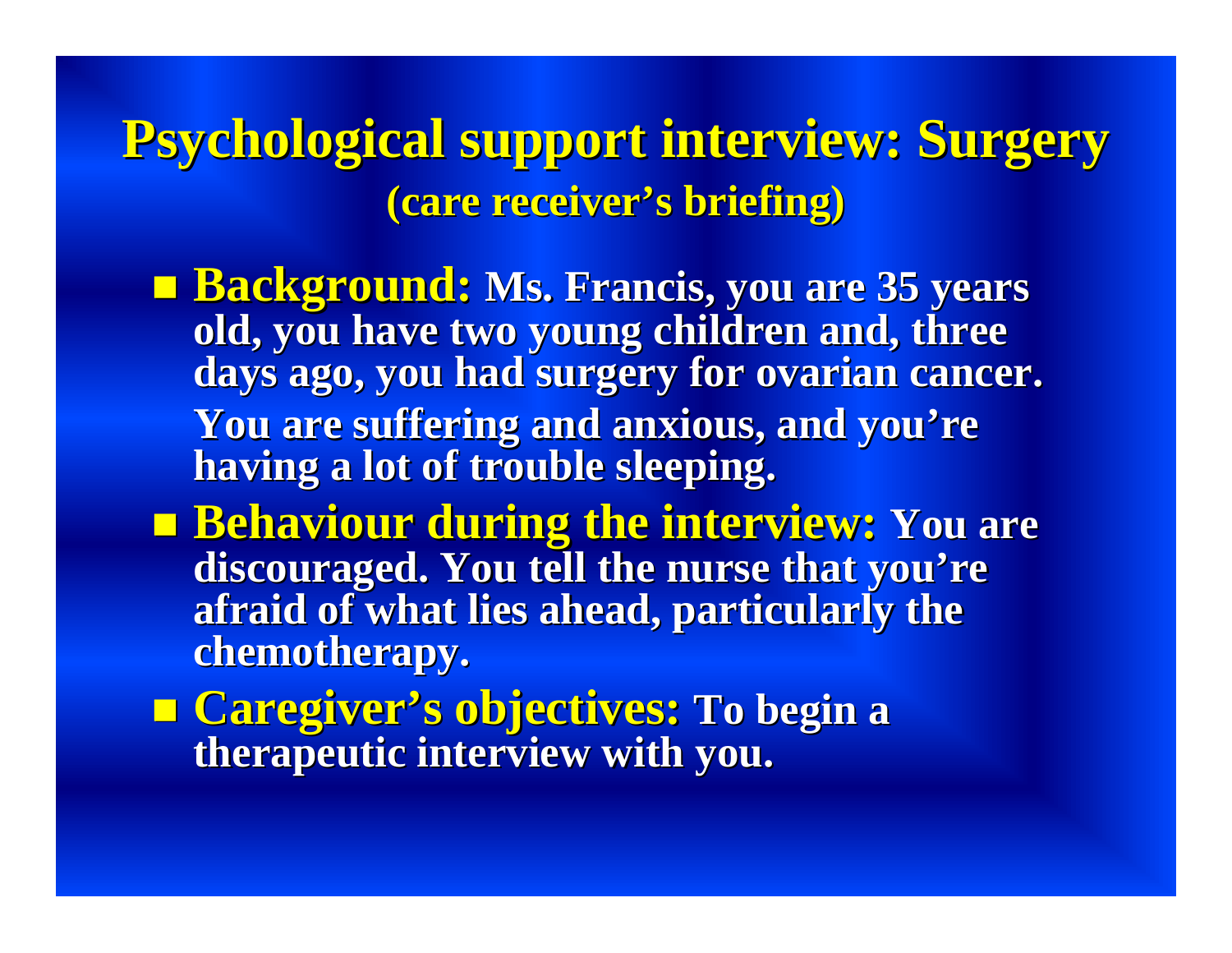# Psychological support interview: Surgery

## (care receiver's briefing)

- **Background:** Ms. Francis, you are 35 years old, you have two young children and, three days ago, you had surgery for ovarian cancer. You are suffering and anxious, and you're having a lot of trouble sleeping.
- **Behaviour during the interview:** You are discouraged. You tell the nurse that you're afraid of what lies ahead, particularly the chemotherapy.
- **Caregiver's objectives:** To begin a therapeutic interview with you.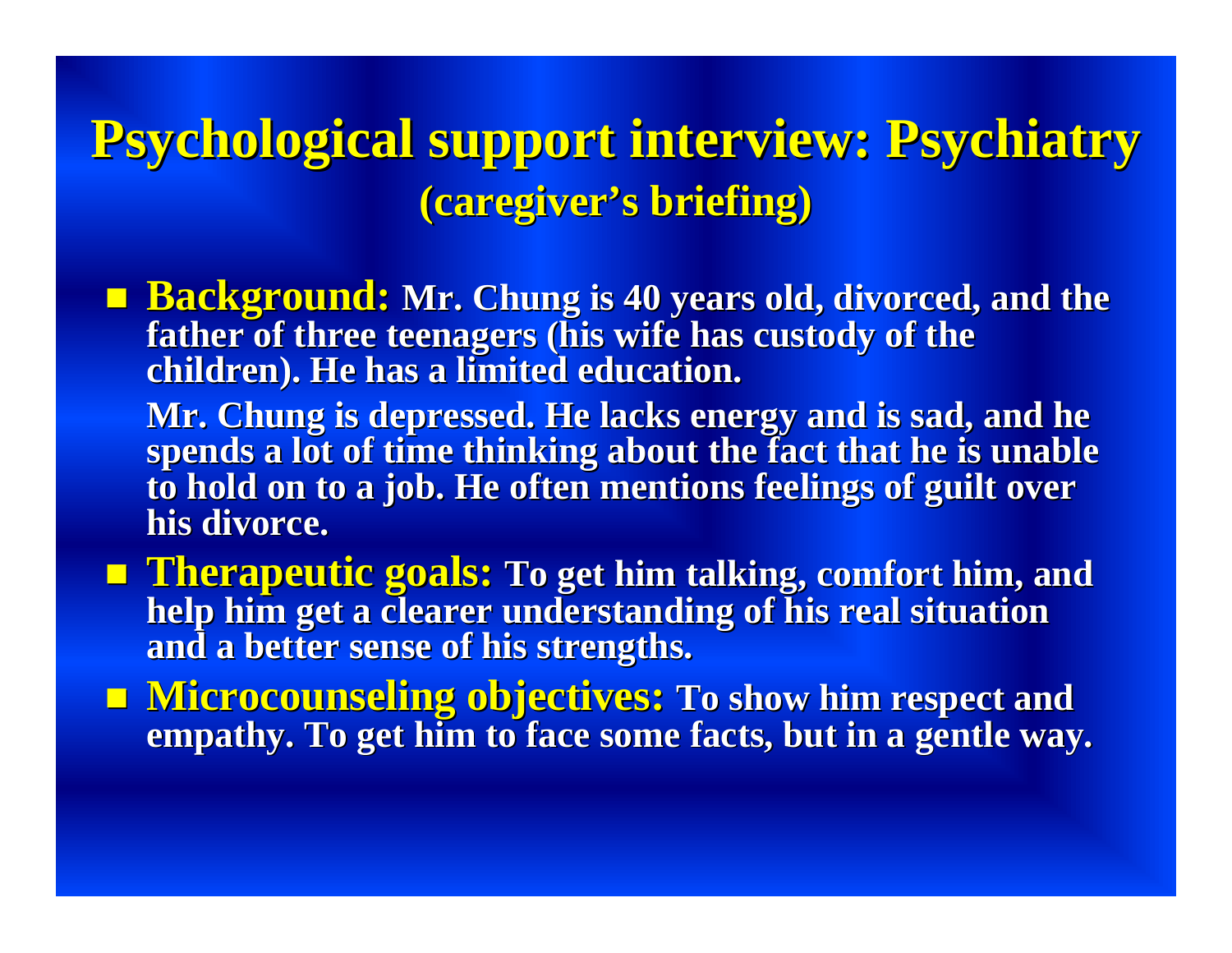# Psychological support interview: Psychiatry

## (caregiver's briefing)

- **Background:** Mr. Chung is 40 years old, divorced, and the father of three teenagers (his wife has custody of the children). He has a limited education.

  Mr. Chung is depressed. He lacks energy and is sad, and he spends a lot of time thinking about the fact that he is unable to hold on to a job. He often mentions feelings of guilt over his divorce.

- **Therapeutic goals:** To get him talking, comfort him, and help him get a clearer understanding of his real situation and a better sense of his strengths.

- **Microcounseling objectives:** To show him respect and empathy. To get him to face some facts, but in a gentle way.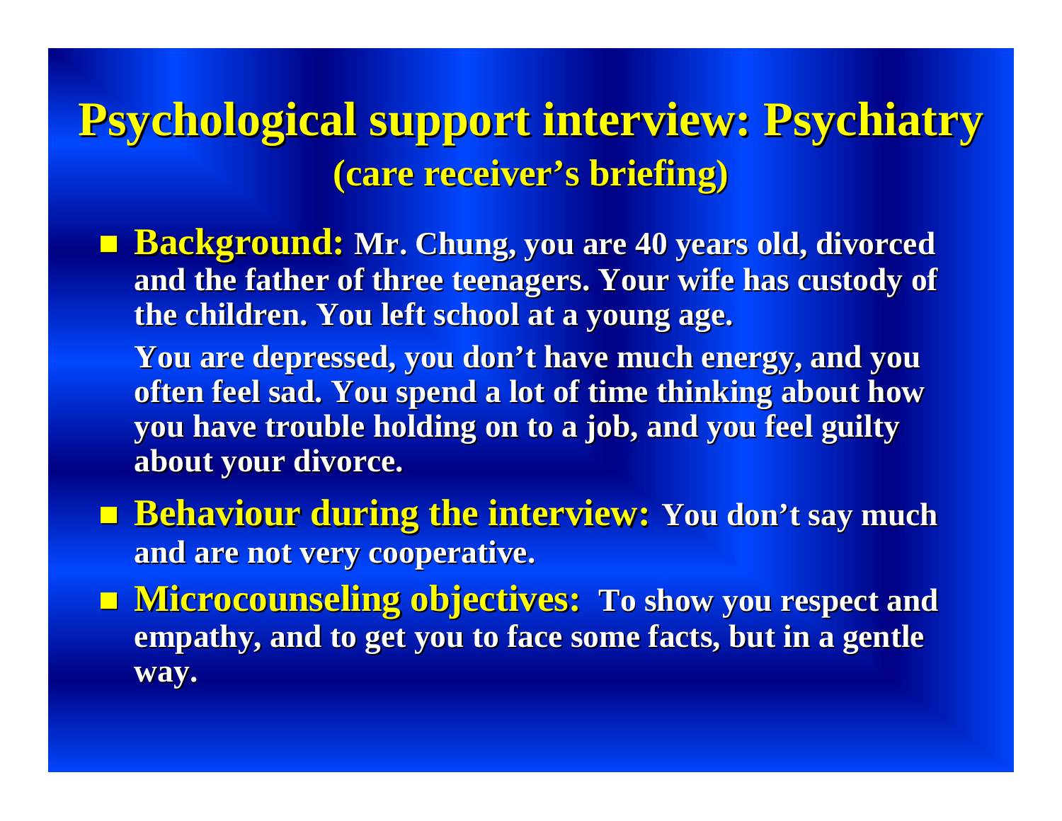# Psychological support interview: Psychiatry

## (care receiver's briefing)

- **Background:** Mr. Chung, you are 40 years old, divorced and the father of three teenagers. Your wife has custody of the children. You left school at a young age.

  You are depressed, you don't have much energy, and you often feel sad. You spend a lot of time thinking about how you have trouble holding on to a job, and you feel guilty about your divorce.

- **Behaviour during the interview:** You don't say much and are not very cooperative.

- **Microcounseling objectives:** To show you respect and empathy, and to get you to face some facts, but in a gentle way.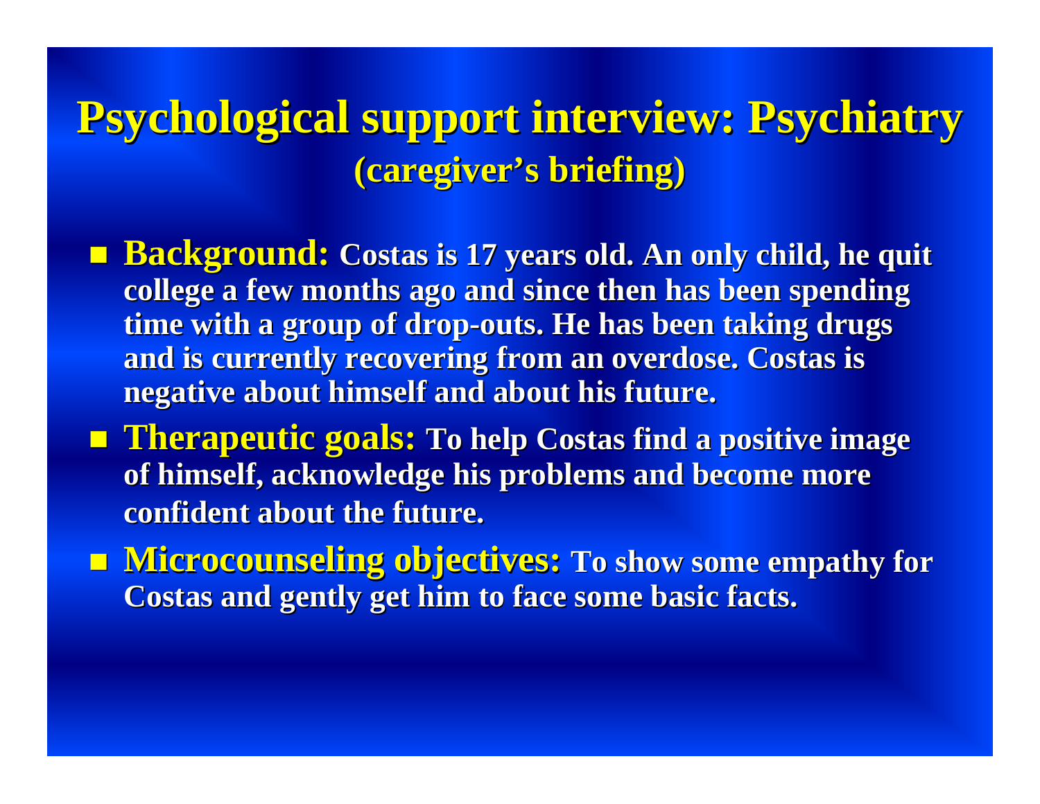# Psychological support interview: Psychiatry

## (caregiver's briefing)

- **Background:** Costas is 17 years old. An only child, he quit college a few months ago and since then has been spending time with a group of drop-outs. He has been taking drugs and is currently recovering from an overdose. Costas is negative about himself and about his future.
- **Therapeutic goals:** To help Costas find a positive image of himself, acknowledge his problems and become more confident about the future.
- **Microcounseling objectives:** To show some empathy for Costas and gently get him to face some basic facts.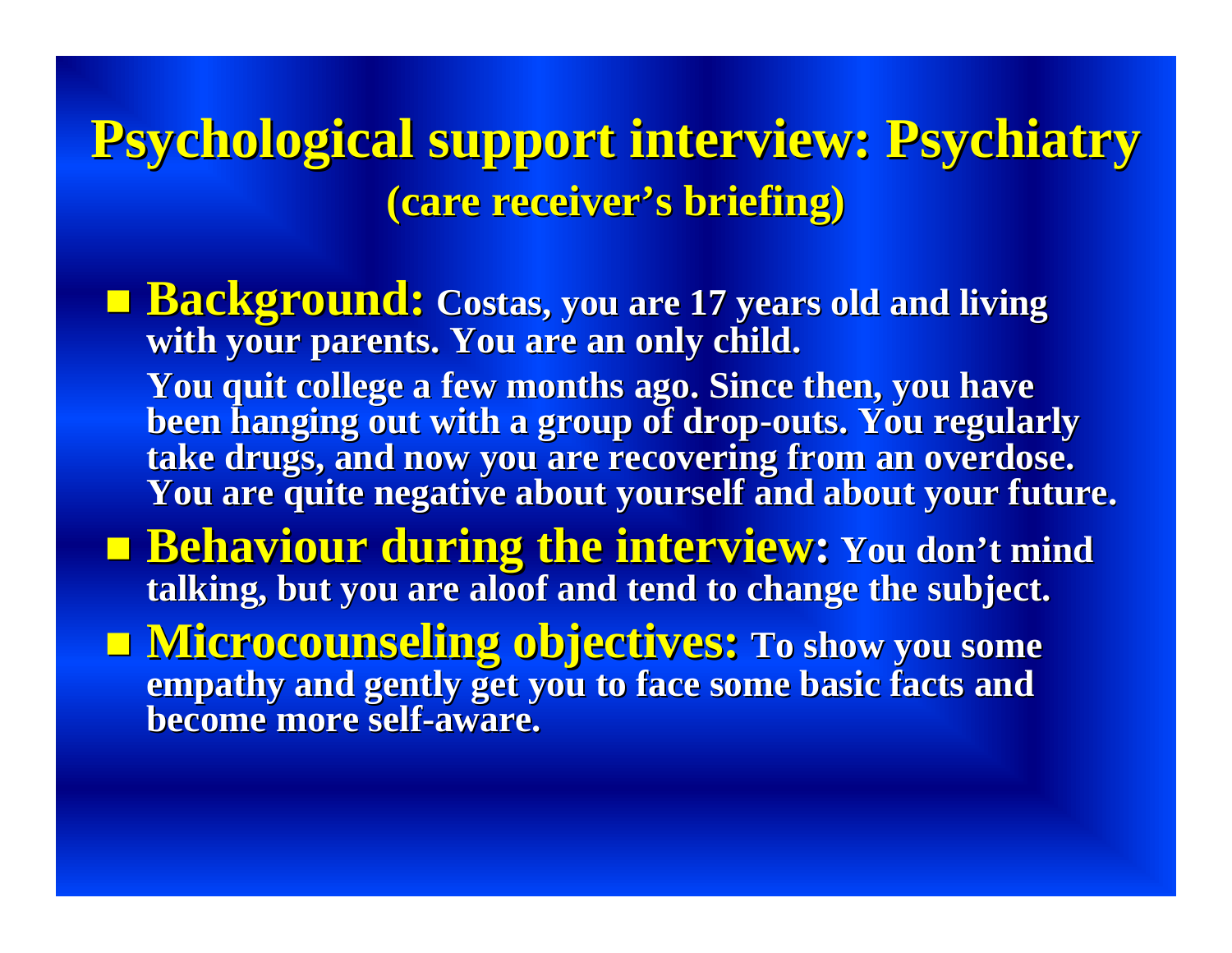# Psychological support interview: Psychiatry

## (care receiver's briefing)

- **Background:** Costas, you are 17 years old and living with your parents. You are an only child.

  You quit college a few months ago. Since then, you have been hanging out with a group of drop-outs. You regularly take drugs, and now you are recovering from an overdose. You are quite negative about yourself and about your future.

- **Behaviour during the interview:** You don't mind talking, but you are aloof and tend to change the subject.
- **Microcounseling objectives:** To show you some empathy and gently get you to face some basic facts and become more self-aware.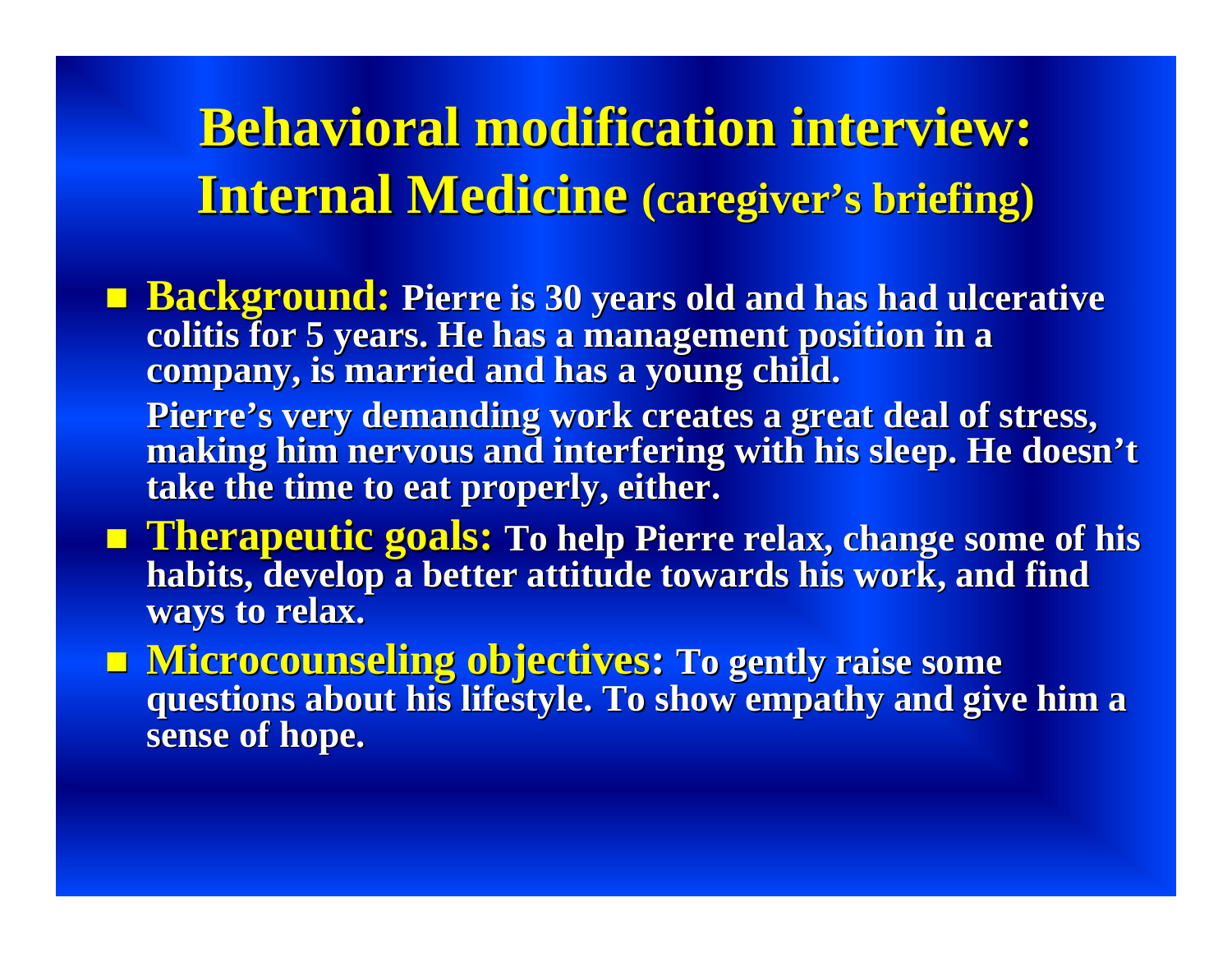# Behavioral modification interview: Internal Medicine (caregiver's briefing)

- **Background:** Pierre is 30 years old and has had ulcerative colitis for 5 years. He has a management position in a company, is married and has a young child.

  Pierre's very demanding work creates a great deal of stress, making him nervous and interfering with his sleep. He doesn't take the time to eat properly, either.

- **Therapeutic goals:** To help Pierre relax, change some of his habits, develop a better attitude towards his work, and find ways to relax.
- **Microcounseling objectives:** To gently raise some questions about his lifestyle. To show empathy and give him a sense of hope.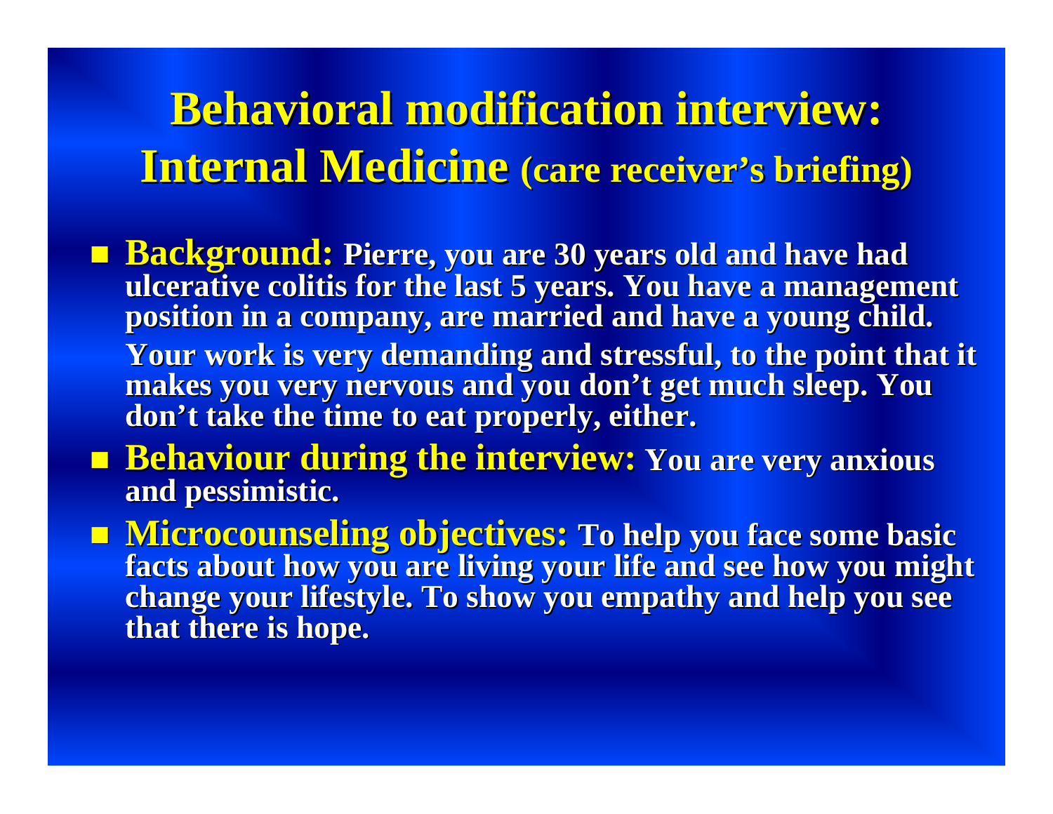# Behavioral modification interview: Internal Medicine (care receiver's briefing)

- **Background:** Pierre, you are 30 years old and have had ulcerative colitis for the last 5 years. You have a management position in a company, are married and have a young child.

  Your work is very demanding and stressful, to the point that it makes you very nervous and you don't get much sleep. You don't take the time to eat properly, either.
- **Behaviour during the interview:** You are very anxious and pessimistic.
- **Microcounseling objectives:** To help you face some basic facts about how you are living your life and see how you might change your lifestyle. To show you empathy and help you see that there is hope.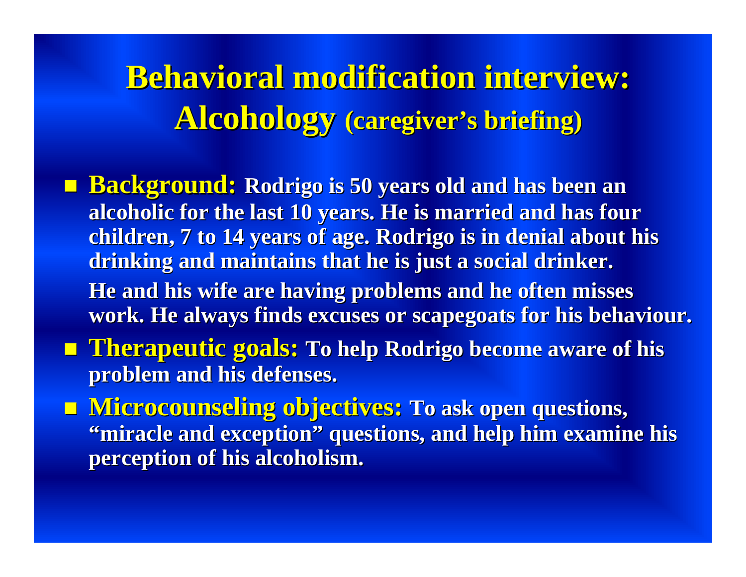# Behavioral modification interview: Alcohology (caregiver's briefing)

- **Background:** Rodrigo is 50 years old and has been an alcoholic for the last 10 years. He is married and has four children, 7 to 14 years of age. Rodrigo is in denial about his drinking and maintains that he is just a social drinker.

  He and his wife are having problems and he often misses work. He always finds excuses or scapegoats for his behaviour.
- **Therapeutic goals:** To help Rodrigo become aware of his problem and his defenses.
- **Microcounseling objectives:** To ask open questions, "miracle and exception" questions, and help him examine his perception of his alcoholism.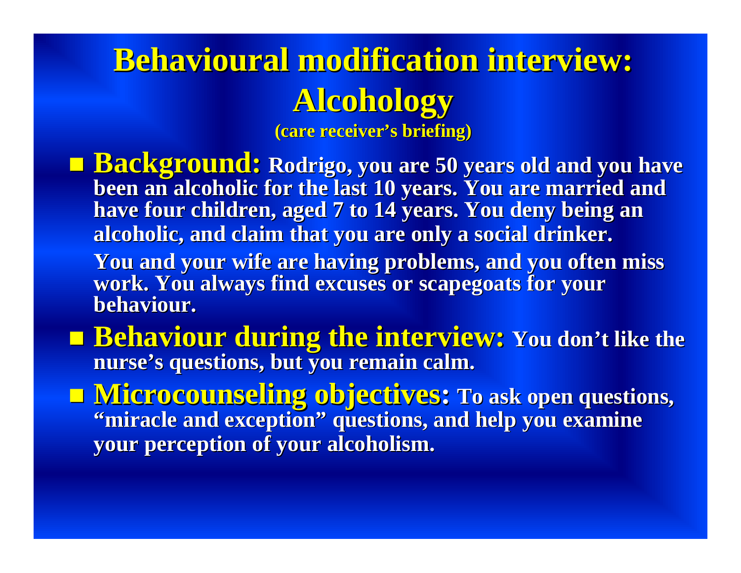# Behavioural modification interview: Alcohology

**(care receiver's briefing)**

- **Background:** Rodrigo, you are 50 years old and you have been an alcoholic for the last 10 years. You are married and have four children, aged 7 to 14 years. You deny being an alcoholic, and claim that you are only a social drinker.

  You and your wife are having problems, and you often miss work. You always find excuses or scapegoats for your behaviour.

- **Behaviour during the interview:** You don't like the nurse's questions, but you remain calm.

- **Microcounseling objectives:** To ask open questions, "miracle and exception" questions, and help you examine your perception of your alcoholism.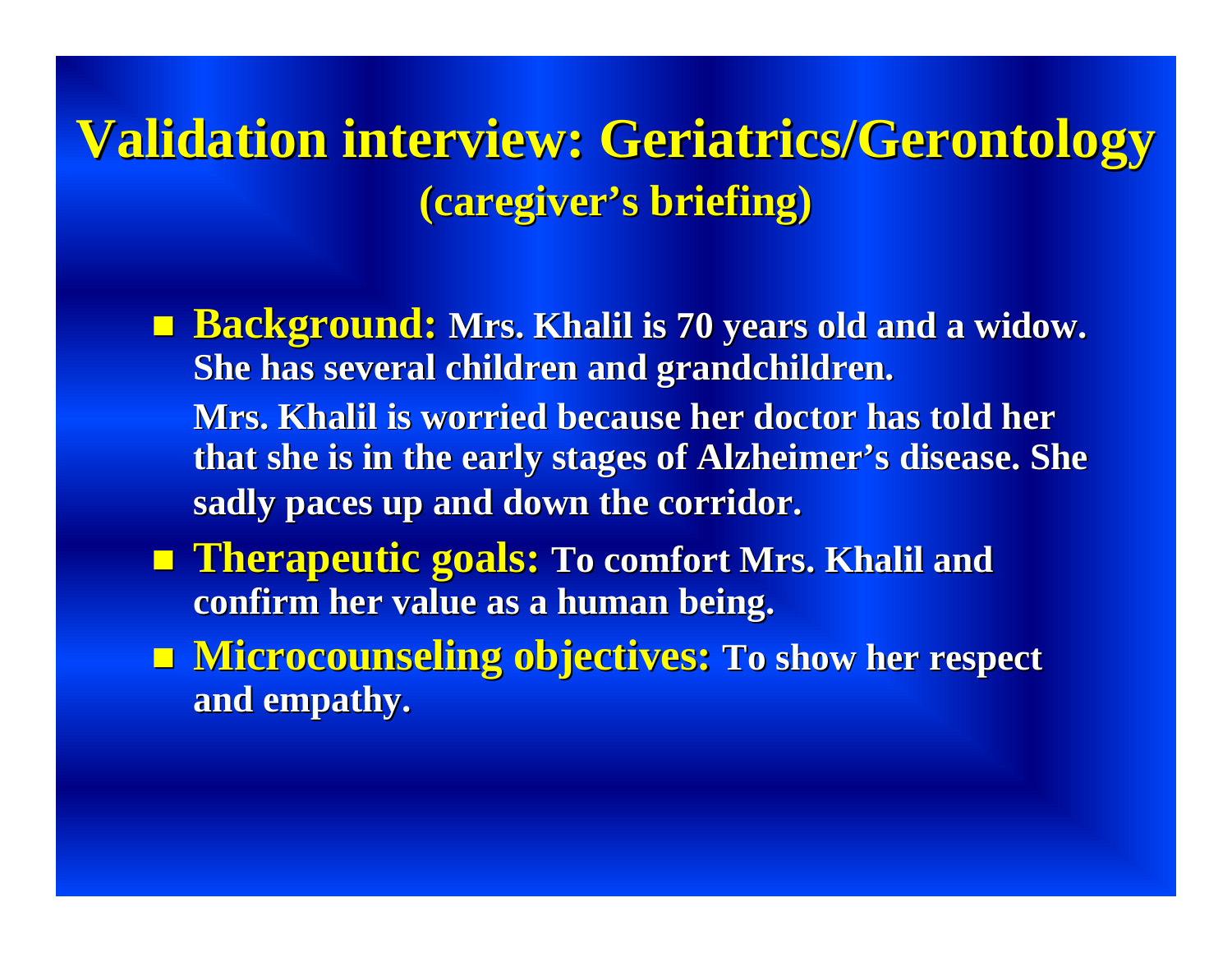# Validation interview: Geriatrics/Gerontology

## (caregiver's briefing)

- **Background:** Mrs. Khalil is 70 years old and a widow. She has several children and grandchildren.

  Mrs. Khalil is worried because her doctor has told her that she is in the early stages of Alzheimer's disease. She sadly paces up and down the corridor.

- **Therapeutic goals:** To comfort Mrs. Khalil and confirm her value as a human being.
- **Microcounseling objectives:** To show her respect and empathy.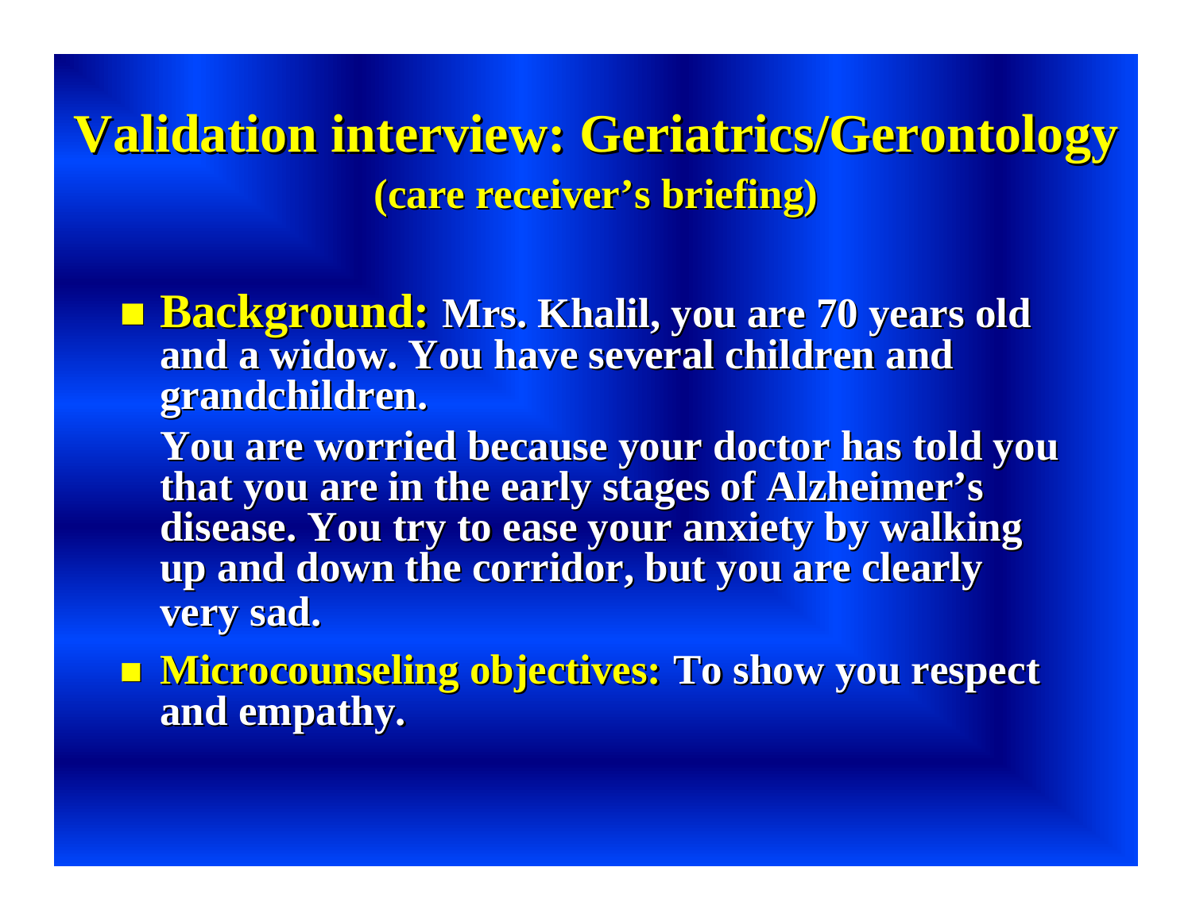# Validation interview: Geriatrics/Gerontology

## (care receiver's briefing)

- **Background:** Mrs. Khalil, you are 70 years old and a widow. You have several children and grandchildren.

  You are worried because your doctor has told you that you are in the early stages of Alzheimer's disease. You try to ease your anxiety by walking up and down the corridor, but you are clearly very sad.

- **Microcounseling objectives:** To show you respect and empathy.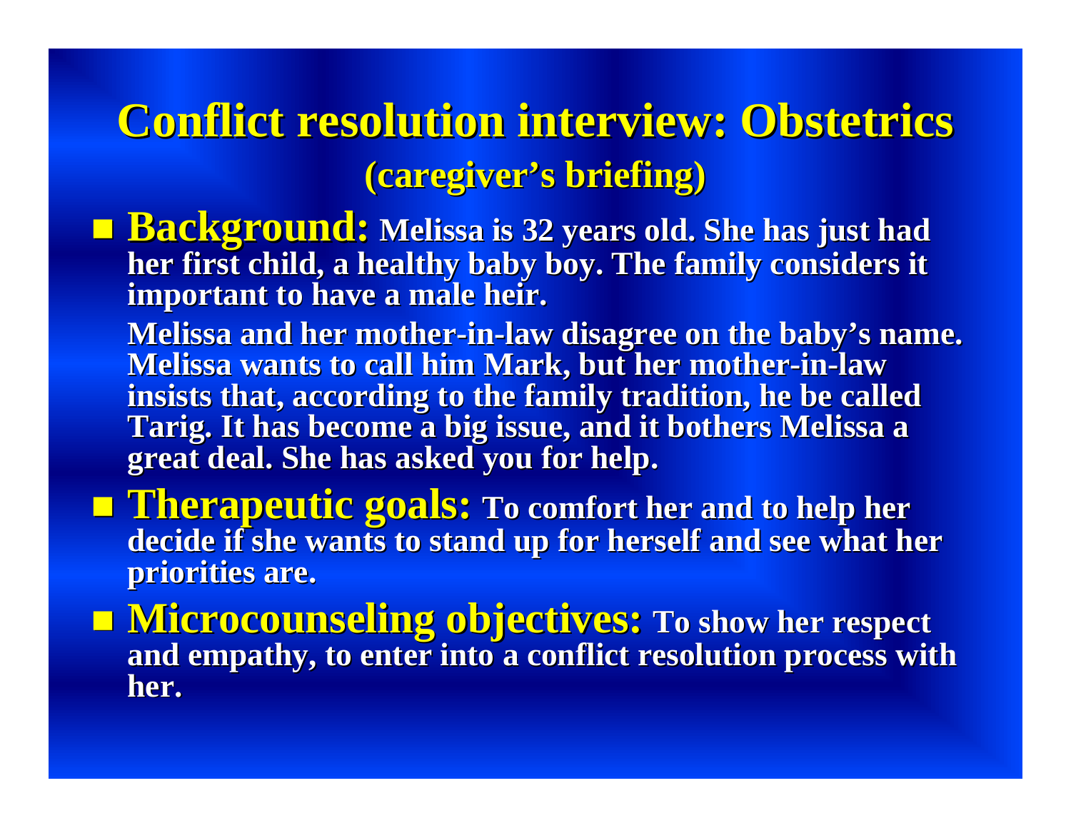# Conflict resolution interview: Obstetrics

## (caregiver's briefing)

- **Background:** Melissa is 32 years old. She has just had her first child, a healthy baby boy. The family considers it important to have a male heir.

  Melissa and her mother-in-law disagree on the baby's name. Melissa wants to call him Mark, but her mother-in-law insists that, according to the family tradition, he be called Tarig. It has become a big issue, and it bothers Melissa a great deal. She has asked you for help.

- **Therapeutic goals:** To comfort her and to help her decide if she wants to stand up for herself and see what her priorities are.

- **Microcounseling objectives:** To show her respect and empathy, to enter into a conflict resolution process with her.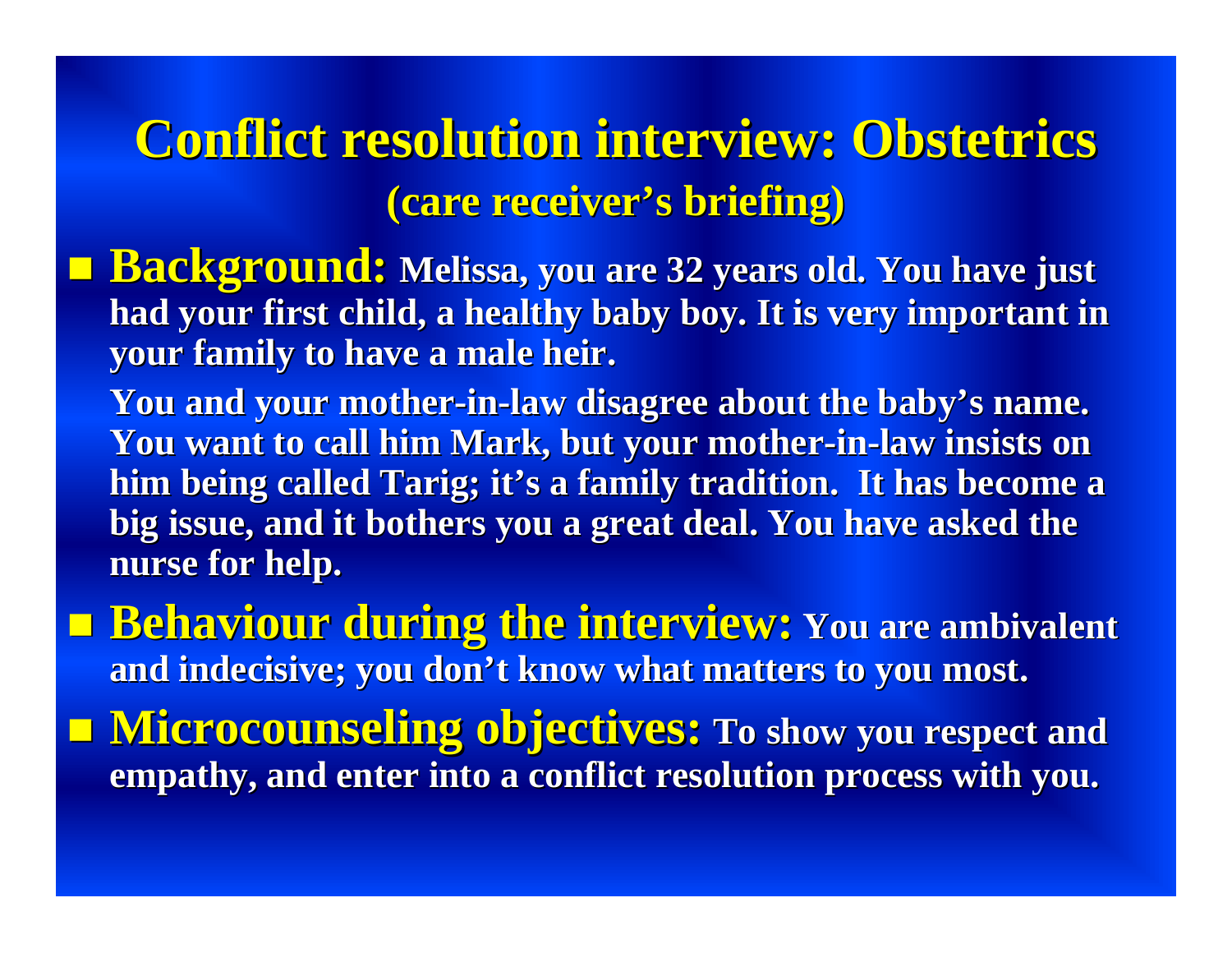# Conflict resolution interview: Obstetrics

## (care receiver's briefing)

- **Background:** Melissa, you are 32 years old. You have just had your first child, a healthy baby boy. It is very important in your family to have a male heir.

  You and your mother-in-law disagree about the baby's name. You want to call him Mark, but your mother-in-law insists on him being called Tarig; it's a family tradition. It has become a big issue, and it bothers you a great deal. You have asked the nurse for help.

- **Behaviour during the interview:** You are ambivalent and indecisive; you don't know what matters to you most.

- **Microcounseling objectives:** To show you respect and empathy, and enter into a conflict resolution process with you.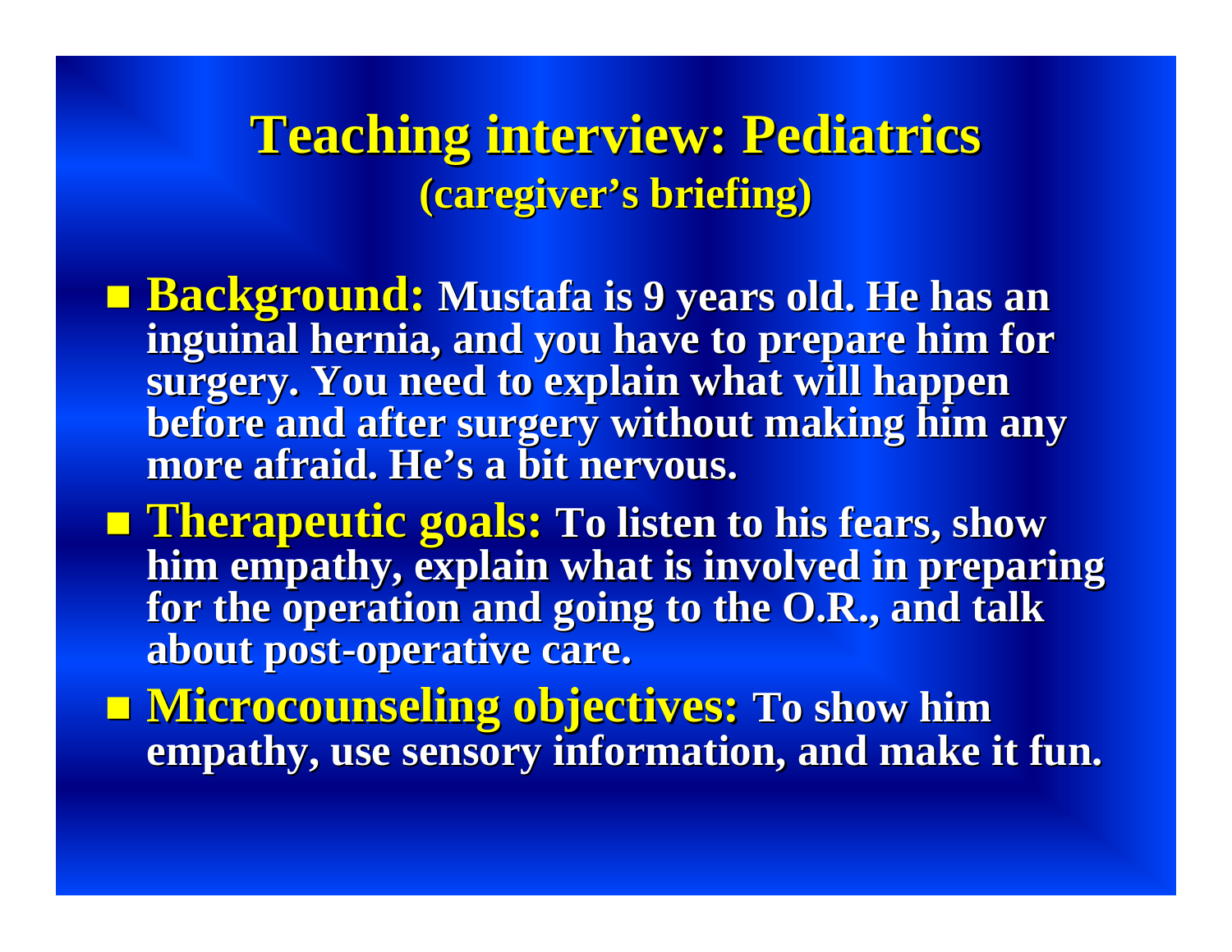# Teaching interview: Pediatrics
## (caregiver's briefing)

- **Background:** Mustafa is 9 years old. He has an inguinal hernia, and you have to prepare him for surgery. You need to explain what will happen before and after surgery without making him any more afraid. He's a bit nervous.
- **Therapeutic goals:** To listen to his fears, show him empathy, explain what is involved in preparing for the operation and going to the O.R., and talk about post-operative care.
- **Microcounseling objectives:** To show him empathy, use sensory information, and make it fun.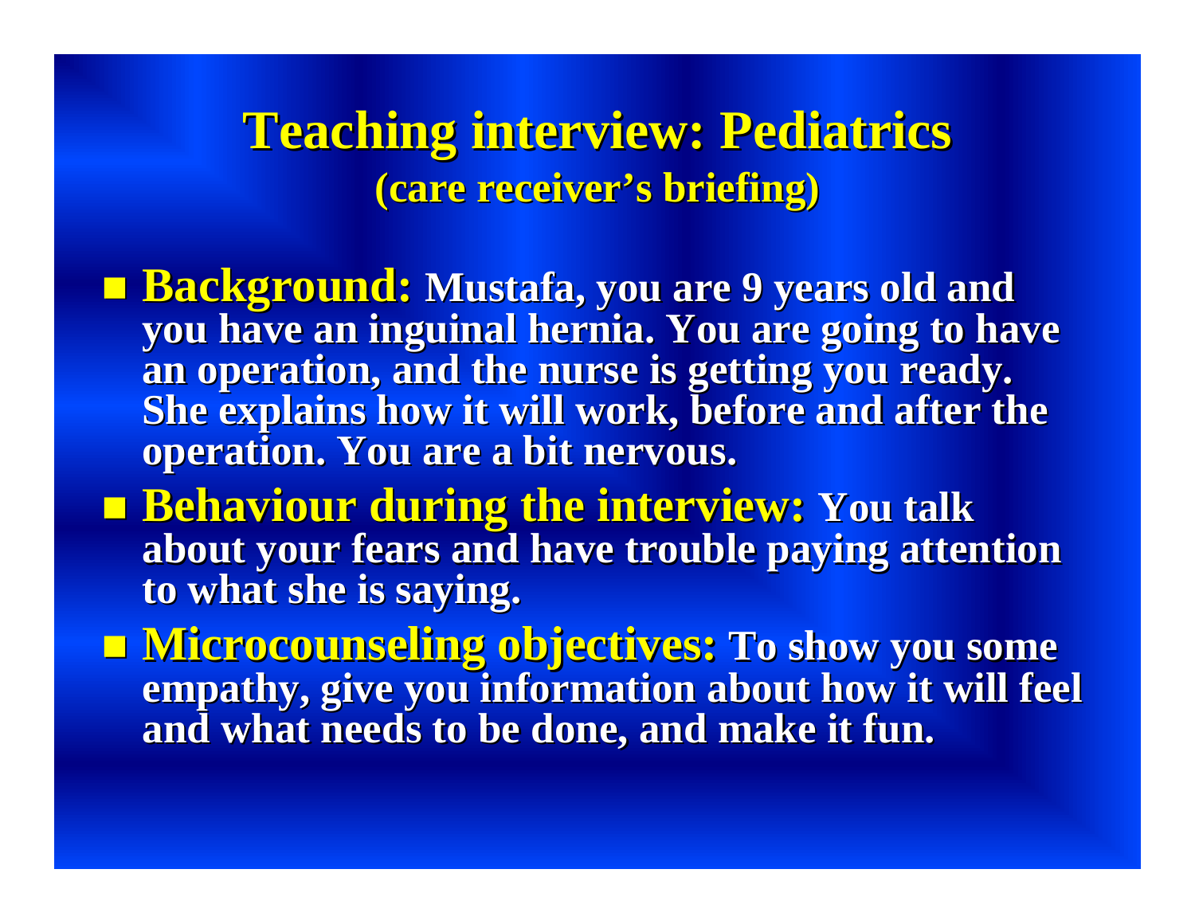# Teaching interview: Pediatrics

## (care receiver's briefing)

- **Background:** Mustafa, you are 9 years old and you have an inguinal hernia. You are going to have an operation, and the nurse is getting you ready. She explains how it will work, before and after the operation. You are a bit nervous.
- **Behaviour during the interview:** You talk about your fears and have trouble paying attention to what she is saying.
- **Microcounseling objectives:** To show you some empathy, give you information about how it will feel and what needs to be done, and make it fun.